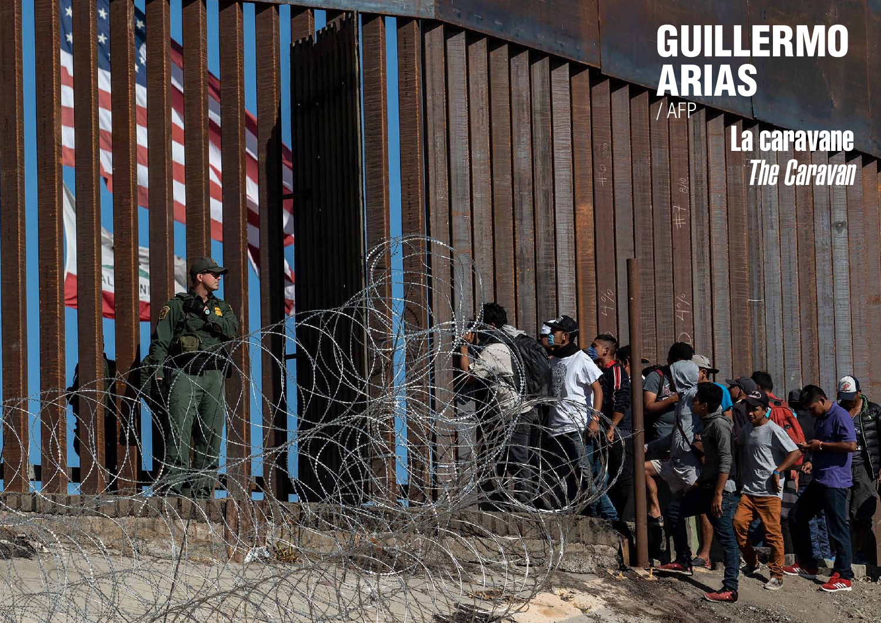# GUILLERMO ARIAS

/ AFP

## La caravane

## *The Caravan*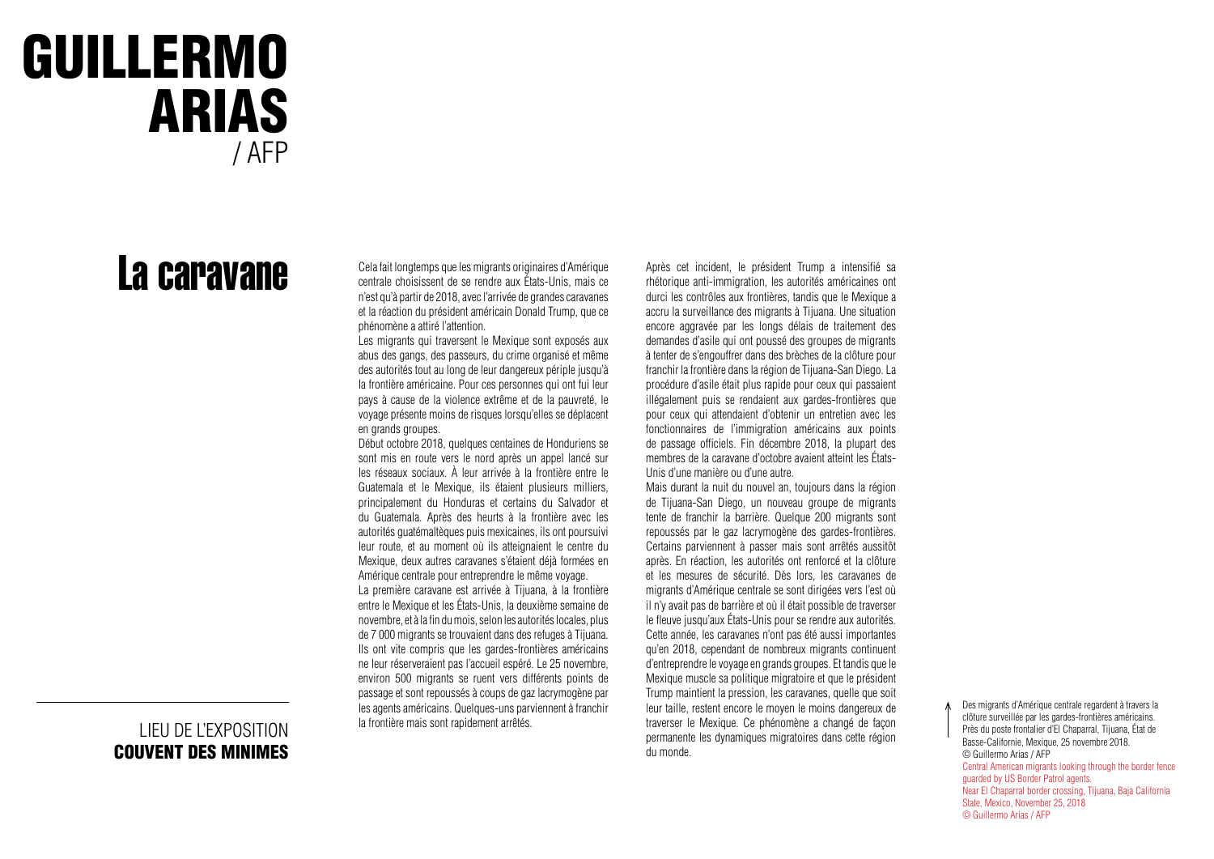# GUILLERMO ARIAS / AFP

## La caravane

LIEU DE L'EXPOSITION
**COUVENT DES MINIMES**

Cela fait longtemps que les migrants originaires d'Amérique centrale choisissent de se rendre aux États-Unis, mais ce n'est qu'à partir de 2018, avec l'arrivée de grandes caravanes et la réaction du président américain Donald Trump, que ce phénomène a attiré l'attention.

Les migrants qui traversent le Mexique sont exposés aux abus des gangs, des passeurs, du crime organisé et même des autorités tout au long de leur dangereux périple jusqu'à la frontière américaine. Pour ces personnes qui ont fui leur pays à cause de la violence extrême et de la pauvreté, le voyage présente moins de risques lorsqu'elles se déplacent en grands groupes.

Début octobre 2018, quelques centaines de Honduriens se sont mis en route vers le nord après un appel lancé sur les réseaux sociaux. À leur arrivée à la frontière entre le Guatemala et le Mexique, ils étaient plusieurs milliers, principalement du Honduras et certains du Salvador et du Guatemala. Après des heurts à la frontière avec les autorités guatémaltèques puis mexicaines, ils ont poursuivi leur route, et au moment où ils atteignaient le centre du Mexique, deux autres caravanes s'étaient déjà formées en Amérique centrale pour entreprendre le même voyage.

La première caravane est arrivée à Tijuana, à la frontière entre le Mexique et les États-Unis, la deuxième semaine de novembre, et à la fin du mois, selon les autorités locales, plus de 7 000 migrants se trouvaient dans des refuges à Tijuana. Ils ont vite compris que les gardes-frontières américains ne leur réserveraient pas l'accueil espéré. Le 25 novembre, environ 500 migrants se ruent vers différents points de passage et sont repoussés à coups de gaz lacrymogène par les agents américains. Quelques-uns parviennent à franchir la frontière mais sont rapidement arrêtés.

Après cet incident, le président Trump a intensifié sa rhétorique anti-immigration, les autorités américaines ont durci les contrôles aux frontières, tandis que le Mexique a accru la surveillance des migrants à Tijuana. Une situation encore aggravée par les longs délais de traitement des demandes d'asile qui ont poussé des groupes de migrants à tenter de s'engouffrer dans des brèches de la clôture pour franchir la frontière dans la région de Tijuana-San Diego. La procédure d'asile était plus rapide pour ceux qui passaient illégalement puis se rendaient aux gardes-frontières que pour ceux qui attendaient d'obtenir un entretien avec les fonctionnaires de l'immigration américains aux points de passage officiels. Fin décembre 2018, la plupart des membres de la caravane d'octobre avaient atteint les États-Unis d'une manière ou d'une autre.

Mais durant la nuit du nouvel an, toujours dans la région de Tijuana-San Diego, un nouveau groupe de migrants tente de franchir la barrière. Quelque 200 migrants sont repoussés par le gaz lacrymogène des gardes-frontières. Certains parviennent à passer mais sont arrêtés aussitôt après. En réaction, les autorités ont renforcé et la clôture et les mesures de sécurité. Dès lors, les caravanes de migrants d'Amérique centrale se sont dirigées vers l'est où il n'y avait pas de barrière et où il était possible de traverser le fleuve jusqu'aux États-Unis pour se rendre aux autorités. Cette année, les caravanes n'ont pas été aussi importantes qu'en 2018, cependant de nombreux migrants continuent d'entreprendre le voyage en grands groupes. Et tandis que le Mexique muscle sa politique migratoire et que le président Trump maintient la pression, les caravanes, quelle que soit leur taille, restent encore le moyen le moins dangereux de traverser le Mexique. Ce phénomène a changé de façon permanente les dynamiques migratoires dans cette région du monde.

Des migrants d'Amérique centrale regardent à travers la clôture surveillée par les gardes-frontières américains. Près du poste frontalier d'El Chaparral, Tijuana, État de Basse-Californie, Mexique, 25 novembre 2018.
© Guillermo Arias / AFP

Central American migrants looking through the border fence guarded by US Border Patrol agents.
Near El Chaparral border crossing, Tijuana, Baja California State, Mexico, November 25, 2018
© Guillermo Arias / AFP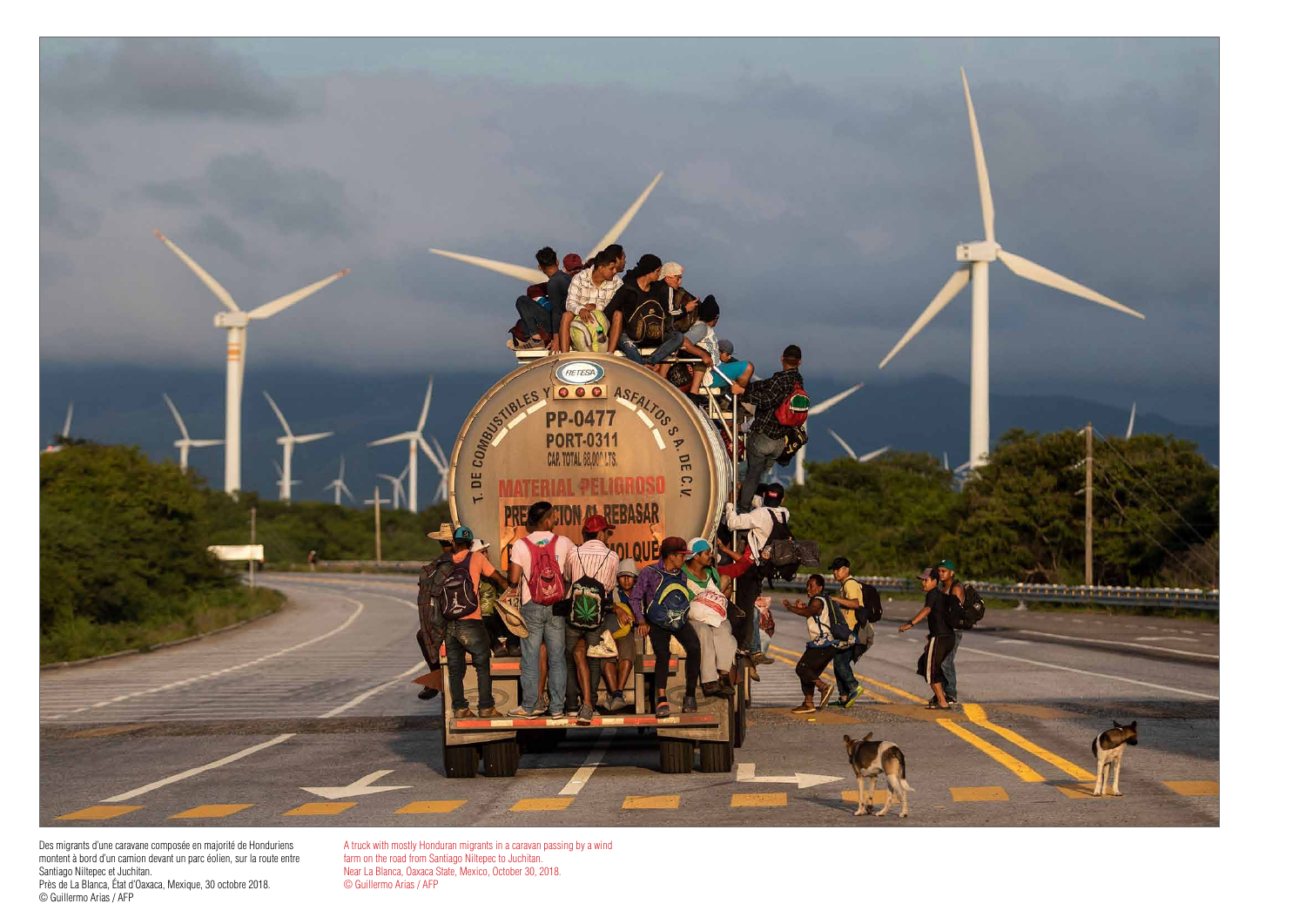Des migrants d'une caravane composée en majorité de Honduriens montent à bord d'un camion devant un parc éolien, sur la route entre Santiago Niltepec et Juchitan.
Près de La Blanca, État d'Oaxaca, Mexique, 30 octobre 2018.
© Guillermo Arias / AFP

A truck with mostly Honduran migrants in a caravan passing by a wind farm on the road from Santiago Niltepec to Juchitan.
Near La Blanca, Oaxaca State, Mexico, October 30, 2018.
© Guillermo Arias / AFP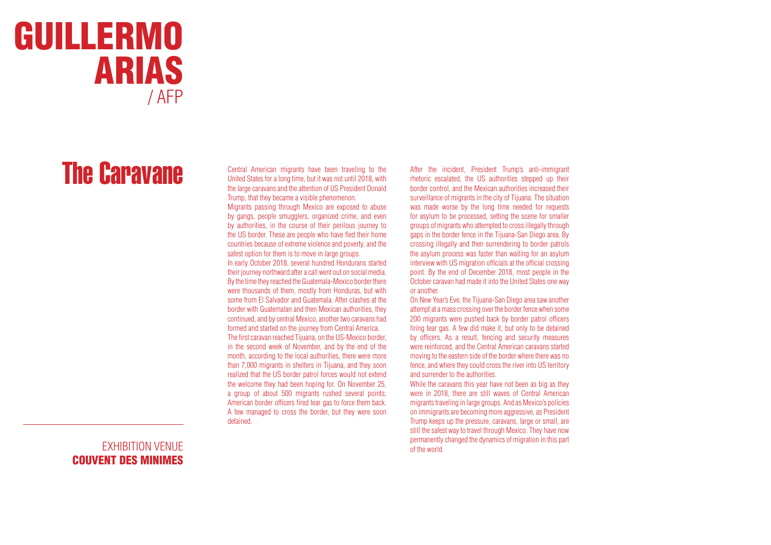# GUILLERMO ARIAS / AFP

## The Caravane

Central American migrants have been traveling to the United States for a long time, but it was not until 2018, with the large caravans and the attention of US President Donald Trump, that they became a visible phenomenon.

Migrants passing through Mexico are exposed to abuse by gangs, people smugglers, organized crime, and even by authorities, in the course of their perilous journey to the US border. These are people who have fled their home countries because of extreme violence and poverty, and the safest option for them is to move in large groups.

In early October 2018, several hundred Hondurans started their journey northward after a call went out on social media. By the time they reached the Guatemala-Mexico border there were thousands of them, mostly from Honduras, but with some from El Salvador and Guatemala. After clashes at the border with Guatemalan and then Mexican authorities, they continued, and by central Mexico, another two caravans had formed and started on the journey from Central America.

The first caravan reached Tijuana, on the US-Mexico border, in the second week of November, and by the end of the month, according to the local authorities, there were more than 7,000 migrants in shelters in Tijuana, and they soon realized that the US border patrol forces would not extend the welcome they had been hoping for. On November 25, a group of about 500 migrants rushed several points; American border officers fired tear gas to force them back. A few managed to cross the border, but they were soon detained.

After the incident, President Trump's anti-immigrant rhetoric escalated, the US authorities stepped up their border control, and the Mexican authorities increased their surveillance of migrants in the city of Tijuana. The situation was made worse by the long time needed for requests for asylum to be processed, setting the scene for smaller groups of migrants who attempted to cross illegally through gaps in the border fence in the Tijuana-San Diego area. By crossing illegally and then surrendering to border patrols the asylum process was faster than waiting for an asylum interview with US migration officials at the official crossing point. By the end of December 2018, most people in the October caravan had made it into the United States one way or another.

On New Year's Eve, the Tijuana-San Diego area saw another attempt at a mass crossing over the border fence when some 200 migrants were pushed back by border patrol officers firing tear gas. A few did make it, but only to be detained by officers. As a result, fencing and security measures were reinforced, and the Central American caravans started moving to the eastern side of the border where there was no fence, and where they could cross the river into US territory and surrender to the authorities.

While the caravans this year have not been as big as they were in 2018, there are still waves of Central American migrants traveling in large groups. And as Mexico's policies on immigrants are becoming more aggressive, as President Trump keeps up the pressure, caravans, large or small, are still the safest way to travel through Mexico. They have now permanently changed the dynamics of migration in this part of the world.

EXHIBITION VENUE
**COUVENT DES MINIMES**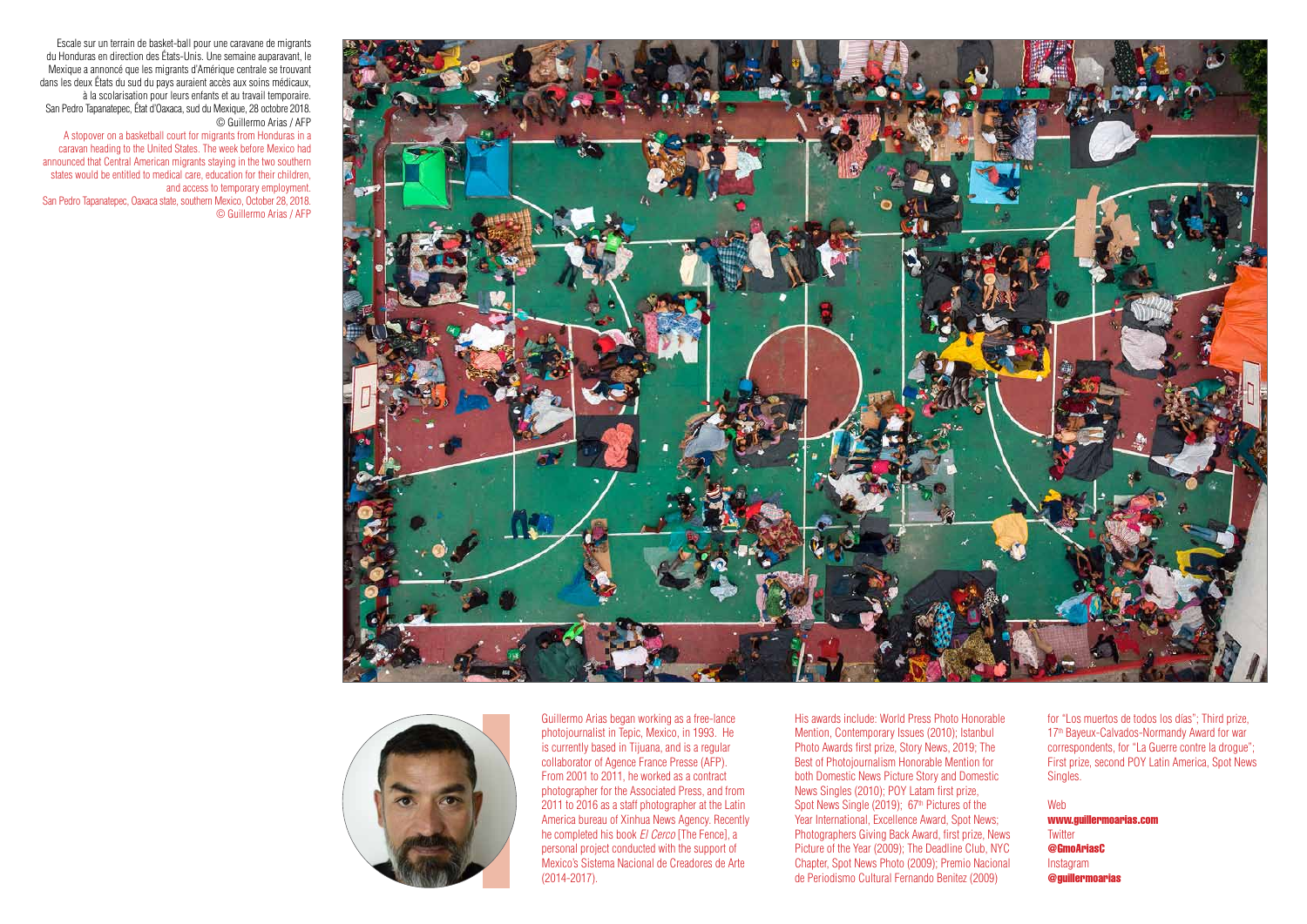Escale sur un terrain de basket-ball pour une caravane de migrants du Honduras en direction des États-Unis. Une semaine auparavant, le Mexique a annoncé que les migrants d'Amérique centrale se trouvant dans les deux États du sud du pays auraient accès aux soins médicaux, à la scolarisation pour leurs enfants et au travail temporaire.
San Pedro Tapanatepec, État d'Oaxaca, sud du Mexique, 28 octobre 2018.
© Guillermo Arias / AFP

A stopover on a basketball court for migrants from Honduras in a caravan heading to the United States. The week before Mexico had announced that Central American migrants staying in the two southern states would be entitled to medical care, education for their children, and access to temporary employment.
San Pedro Tapanatepec, Oaxaca state, southern Mexico, October 28, 2018.
© Guillermo Arias / AFP

Guillermo Arias began working as a free-lance photojournalist in Tepic, Mexico, in 1993. He is currently based in Tijuana, and is a regular collaborator of Agence France Presse (AFP). From 2001 to 2011, he worked as a contract photographer for the Associated Press, and from 2011 to 2016 as a staff photographer at the Latin America bureau of Xinhua News Agency. Recently he completed his book *El Cerco* [The Fence], a personal project conducted with the support of Mexico's Sistema Nacional de Creadores de Arte (2014-2017).

His awards include: World Press Photo Honorable Mention, Contemporary Issues (2010); Istanbul Photo Awards first prize, Story News, 2019; The Best of Photojournalism Honorable Mention for both Domestic News Picture Story and Domestic News Singles (2010); POY Latam first prize, Spot News Single (2019); 67th Pictures of the Year International, Excellence Award, Spot News; Photographers Giving Back Award, first prize, News Picture of the Year (2009); The Deadline Club, NYC Chapter, Spot News Photo (2009); Premio Nacional de Periodismo Cultural Fernando Benitez (2009) for "Los muertos de todos los días"; Third prize, 17th Bayeux-Calvados-Normandy Award for war correspondents, for "La Guerre contre la drogue"; First prize, second POY Latin America, Spot News Singles.

Web
**www.guillermoarias.com**
Twitter
**@GmoAriasC**
Instagram
**@guillermoarias**